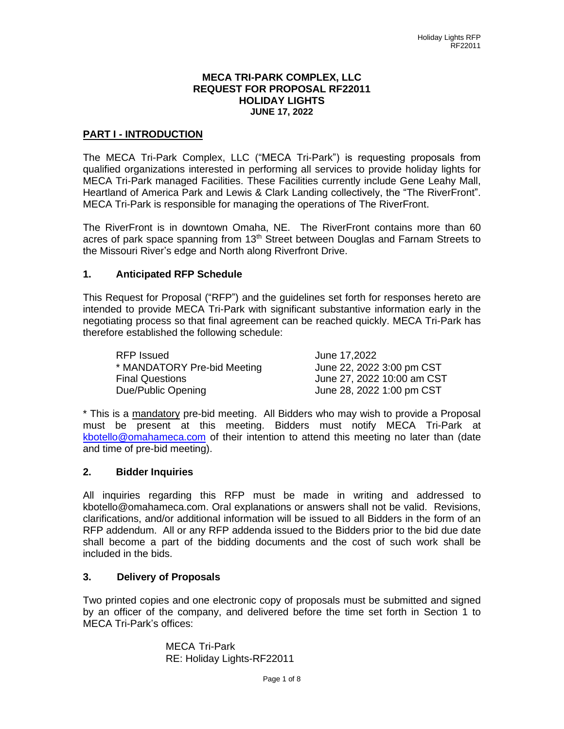# MECA TRI-PARK COMPLEX, LLC
# REQUEST FOR PROPOSAL RF22011
# HOLIDAY LIGHTS
**JUNE 17, 2022**

## PART I - INTRODUCTION

The MECA Tri-Park Complex, LLC ("MECA Tri-Park") is requesting proposals from qualified organizations interested in performing all services to provide holiday lights for MECA Tri-Park managed Facilities. These Facilities currently include Gene Leahy Mall, Heartland of America Park and Lewis & Clark Landing collectively, the "The RiverFront". MECA Tri-Park is responsible for managing the operations of The RiverFront.

The RiverFront is in downtown Omaha, NE. The RiverFront contains more than 60 acres of park space spanning from 13th Street between Douglas and Farnam Streets to the Missouri River's edge and North along Riverfront Drive.

### 1. Anticipated RFP Schedule

This Request for Proposal ("RFP") and the guidelines set forth for responses hereto are intended to provide MECA Tri-Park with significant substantive information early in the negotiating process so that final agreement can be reached quickly. MECA Tri-Park has therefore established the following schedule:

| | |
|---|---|
| RFP Issued | June 17,2022 |
| * MANDATORY Pre-bid Meeting | June 22, 2022 3:00 pm CST |
| Final Questions | June 27, 2022 10:00 am CST |
| Due/Public Opening | June 28, 2022 1:00 pm CST |

* This is a mandatory pre-bid meeting. All Bidders who may wish to provide a Proposal must be present at this meeting. Bidders must notify MECA Tri-Park at kbotello@omahameca.com of their intention to attend this meeting no later than (date and time of pre-bid meeting).

### 2. Bidder Inquiries

All inquiries regarding this RFP must be made in writing and addressed to kbotello@omahameca.com. Oral explanations or answers shall not be valid. Revisions, clarifications, and/or additional information will be issued to all Bidders in the form of an RFP addendum. All or any RFP addenda issued to the Bidders prior to the bid due date shall become a part of the bidding documents and the cost of such work shall be included in the bids.

### 3. Delivery of Proposals

Two printed copies and one electronic copy of proposals must be submitted and signed by an officer of the company, and delivered before the time set forth in Section 1 to MECA Tri-Park's offices:

MECA Tri-Park
RE: Holiday Lights-RF22011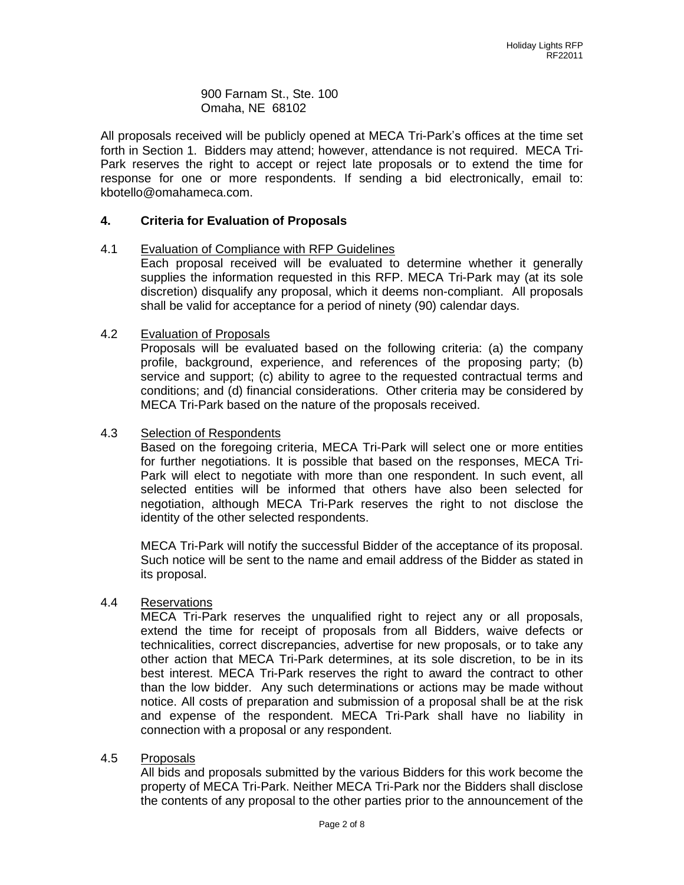900 Farnam St., Ste. 100
Omaha, NE 68102

All proposals received will be publicly opened at MECA Tri-Park's offices at the time set forth in Section 1. Bidders may attend; however, attendance is not required. MECA Tri-Park reserves the right to accept or reject late proposals or to extend the time for response for one or more respondents. If sending a bid electronically, email to: kbotello@omahameca.com.

## 4. Criteria for Evaluation of Proposals

### 4.1 Evaluation of Compliance with RFP Guidelines

Each proposal received will be evaluated to determine whether it generally supplies the information requested in this RFP. MECA Tri-Park may (at its sole discretion) disqualify any proposal, which it deems non-compliant. All proposals shall be valid for acceptance for a period of ninety (90) calendar days.

### 4.2 Evaluation of Proposals

Proposals will be evaluated based on the following criteria: (a) the company profile, background, experience, and references of the proposing party; (b) service and support; (c) ability to agree to the requested contractual terms and conditions; and (d) financial considerations. Other criteria may be considered by MECA Tri-Park based on the nature of the proposals received.

### 4.3 Selection of Respondents

Based on the foregoing criteria, MECA Tri-Park will select one or more entities for further negotiations. It is possible that based on the responses, MECA Tri-Park will elect to negotiate with more than one respondent. In such event, all selected entities will be informed that others have also been selected for negotiation, although MECA Tri-Park reserves the right to not disclose the identity of the other selected respondents.

MECA Tri-Park will notify the successful Bidder of the acceptance of its proposal. Such notice will be sent to the name and email address of the Bidder as stated in its proposal.

### 4.4 Reservations

MECA Tri-Park reserves the unqualified right to reject any or all proposals, extend the time for receipt of proposals from all Bidders, waive defects or technicalities, correct discrepancies, advertise for new proposals, or to take any other action that MECA Tri-Park determines, at its sole discretion, to be in its best interest. MECA Tri-Park reserves the right to award the contract to other than the low bidder. Any such determinations or actions may be made without notice. All costs of preparation and submission of a proposal shall be at the risk and expense of the respondent. MECA Tri-Park shall have no liability in connection with a proposal or any respondent.

### 4.5 Proposals

All bids and proposals submitted by the various Bidders for this work become the property of MECA Tri-Park. Neither MECA Tri-Park nor the Bidders shall disclose the contents of any proposal to the other parties prior to the announcement of the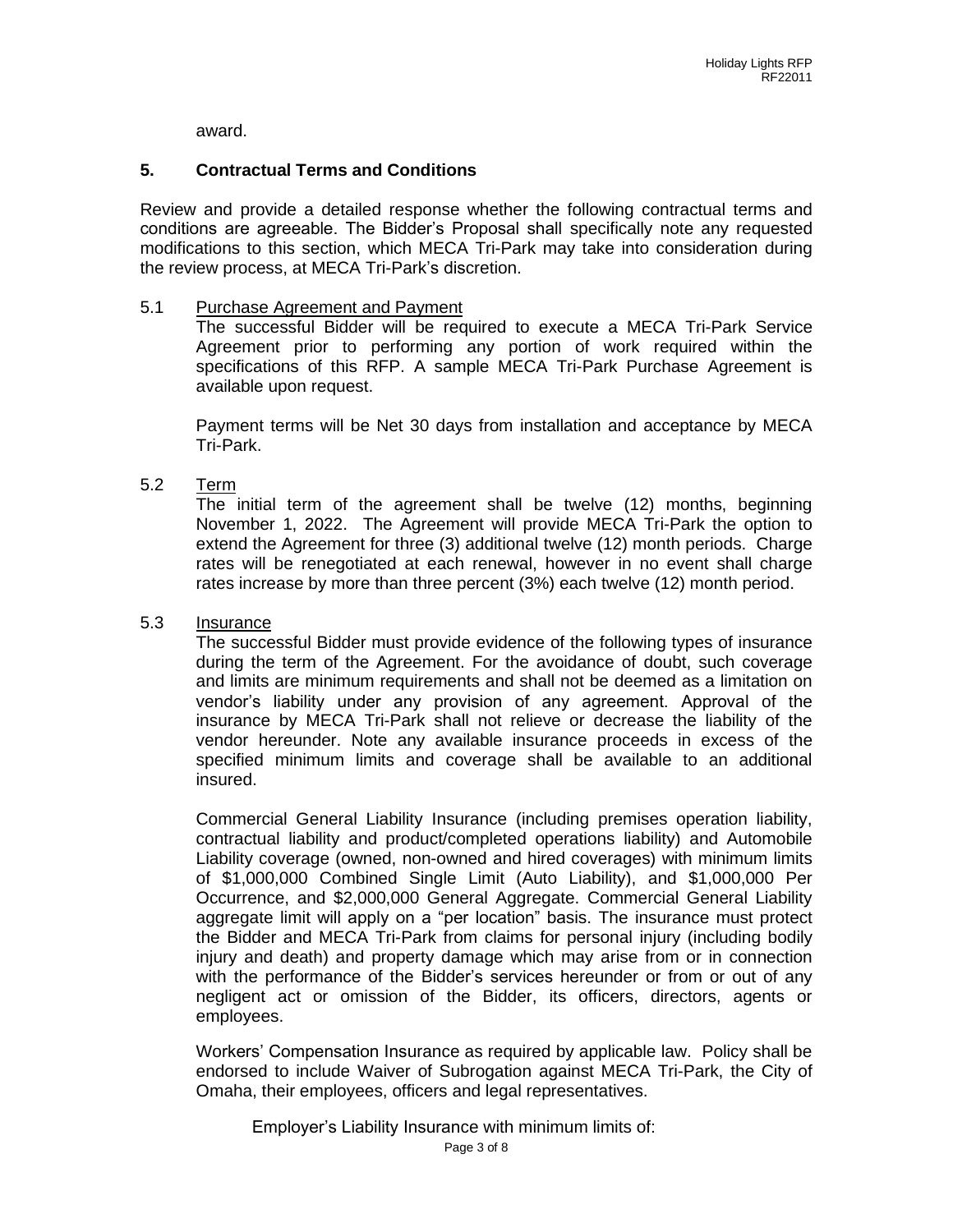award.

## 5. Contractual Terms and Conditions

Review and provide a detailed response whether the following contractual terms and conditions are agreeable. The Bidder's Proposal shall specifically note any requested modifications to this section, which MECA Tri-Park may take into consideration during the review process, at MECA Tri-Park's discretion.

### 5.1 Purchase Agreement and Payment

The successful Bidder will be required to execute a MECA Tri-Park Service Agreement prior to performing any portion of work required within the specifications of this RFP. A sample MECA Tri-Park Purchase Agreement is available upon request.

Payment terms will be Net 30 days from installation and acceptance by MECA Tri-Park.

### 5.2 Term

The initial term of the agreement shall be twelve (12) months, beginning November 1, 2022. The Agreement will provide MECA Tri-Park the option to extend the Agreement for three (3) additional twelve (12) month periods. Charge rates will be renegotiated at each renewal, however in no event shall charge rates increase by more than three percent (3%) each twelve (12) month period.

### 5.3 Insurance

The successful Bidder must provide evidence of the following types of insurance during the term of the Agreement. For the avoidance of doubt, such coverage and limits are minimum requirements and shall not be deemed as a limitation on vendor's liability under any provision of any agreement. Approval of the insurance by MECA Tri-Park shall not relieve or decrease the liability of the vendor hereunder. Note any available insurance proceeds in excess of the specified minimum limits and coverage shall be available to an additional insured.

Commercial General Liability Insurance (including premises operation liability, contractual liability and product/completed operations liability) and Automobile Liability coverage (owned, non-owned and hired coverages) with minimum limits of $1,000,000 Combined Single Limit (Auto Liability), and $1,000,000 Per Occurrence, and $2,000,000 General Aggregate. Commercial General Liability aggregate limit will apply on a "per location" basis. The insurance must protect the Bidder and MECA Tri-Park from claims for personal injury (including bodily injury and death) and property damage which may arise from or in connection with the performance of the Bidder's services hereunder or from or out of any negligent act or omission of the Bidder, its officers, directors, agents or employees.

Workers' Compensation Insurance as required by applicable law. Policy shall be endorsed to include Waiver of Subrogation against MECA Tri-Park, the City of Omaha, their employees, officers and legal representatives.

Employer's Liability Insurance with minimum limits of: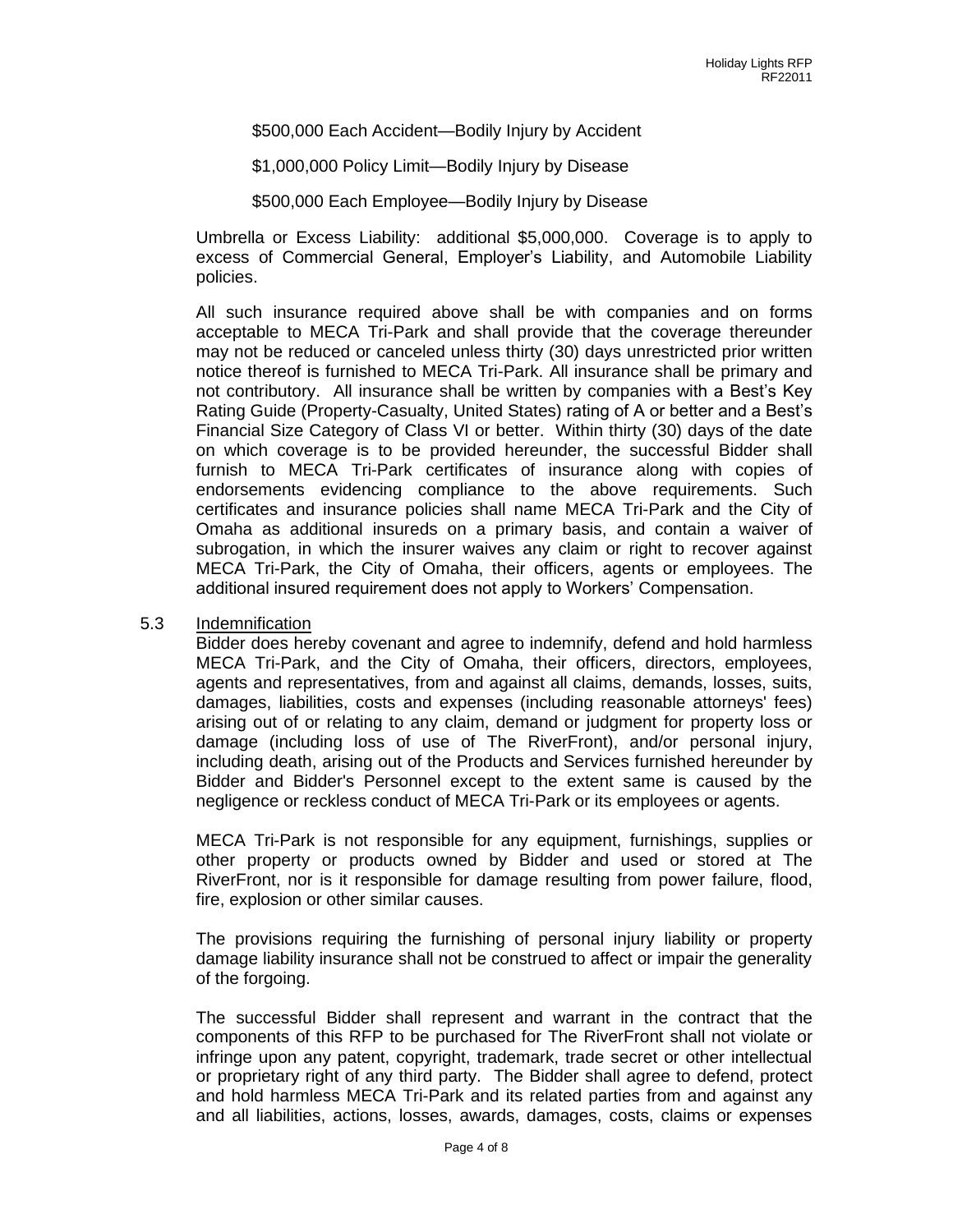$500,000 Each Accident—Bodily Injury by Accident

$1,000,000 Policy Limit—Bodily Injury by Disease

$500,000 Each Employee—Bodily Injury by Disease

Umbrella or Excess Liability: additional $5,000,000. Coverage is to apply to excess of Commercial General, Employer's Liability, and Automobile Liability policies.

All such insurance required above shall be with companies and on forms acceptable to MECA Tri-Park and shall provide that the coverage thereunder may not be reduced or canceled unless thirty (30) days unrestricted prior written notice thereof is furnished to MECA Tri-Park. All insurance shall be primary and not contributory. All insurance shall be written by companies with a Best's Key Rating Guide (Property-Casualty, United States) rating of A or better and a Best's Financial Size Category of Class VI or better. Within thirty (30) days of the date on which coverage is to be provided hereunder, the successful Bidder shall furnish to MECA Tri-Park certificates of insurance along with copies of endorsements evidencing compliance to the above requirements. Such certificates and insurance policies shall name MECA Tri-Park and the City of Omaha as additional insureds on a primary basis, and contain a waiver of subrogation, in which the insurer waives any claim or right to recover against MECA Tri-Park, the City of Omaha, their officers, agents or employees. The additional insured requirement does not apply to Workers' Compensation.

5.3 Indemnification

Bidder does hereby covenant and agree to indemnify, defend and hold harmless MECA Tri-Park, and the City of Omaha, their officers, directors, employees, agents and representatives, from and against all claims, demands, losses, suits, damages, liabilities, costs and expenses (including reasonable attorneys' fees) arising out of or relating to any claim, demand or judgment for property loss or damage (including loss of use of The RiverFront), and/or personal injury, including death, arising out of the Products and Services furnished hereunder by Bidder and Bidder's Personnel except to the extent same is caused by the negligence or reckless conduct of MECA Tri-Park or its employees or agents.

MECA Tri-Park is not responsible for any equipment, furnishings, supplies or other property or products owned by Bidder and used or stored at The RiverFront, nor is it responsible for damage resulting from power failure, flood, fire, explosion or other similar causes.

The provisions requiring the furnishing of personal injury liability or property damage liability insurance shall not be construed to affect or impair the generality of the forgoing.

The successful Bidder shall represent and warrant in the contract that the components of this RFP to be purchased for The RiverFront shall not violate or infringe upon any patent, copyright, trademark, trade secret or other intellectual or proprietary right of any third party. The Bidder shall agree to defend, protect and hold harmless MECA Tri-Park and its related parties from and against any and all liabilities, actions, losses, awards, damages, costs, claims or expenses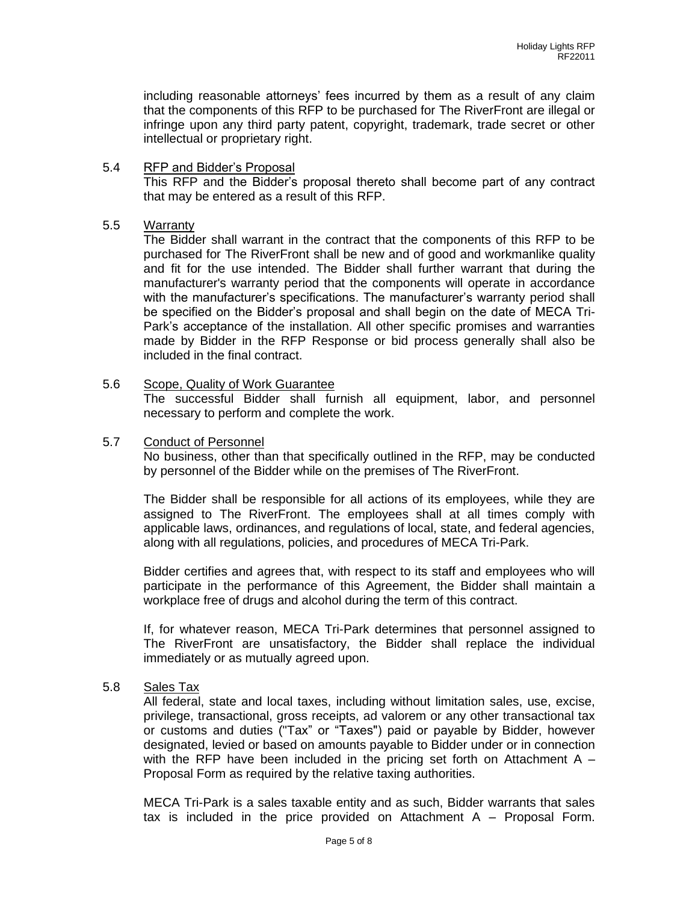including reasonable attorneys' fees incurred by them as a result of any claim that the components of this RFP to be purchased for The RiverFront are illegal or infringe upon any third party patent, copyright, trademark, trade secret or other intellectual or proprietary right.

5.4 <u>RFP and Bidder's Proposal</u>

This RFP and the Bidder's proposal thereto shall become part of any contract that may be entered as a result of this RFP.

5.5 <u>Warranty</u>

The Bidder shall warrant in the contract that the components of this RFP to be purchased for The RiverFront shall be new and of good and workmanlike quality and fit for the use intended. The Bidder shall further warrant that during the manufacturer's warranty period that the components will operate in accordance with the manufacturer's specifications. The manufacturer's warranty period shall be specified on the Bidder's proposal and shall begin on the date of MECA Tri-Park's acceptance of the installation. All other specific promises and warranties made by Bidder in the RFP Response or bid process generally shall also be included in the final contract.

5.6 <u>Scope, Quality of Work Guarantee</u>

The successful Bidder shall furnish all equipment, labor, and personnel necessary to perform and complete the work.

5.7 <u>Conduct of Personnel</u>

No business, other than that specifically outlined in the RFP, may be conducted by personnel of the Bidder while on the premises of The RiverFront.

The Bidder shall be responsible for all actions of its employees, while they are assigned to The RiverFront. The employees shall at all times comply with applicable laws, ordinances, and regulations of local, state, and federal agencies, along with all regulations, policies, and procedures of MECA Tri-Park.

Bidder certifies and agrees that, with respect to its staff and employees who will participate in the performance of this Agreement, the Bidder shall maintain a workplace free of drugs and alcohol during the term of this contract.

If, for whatever reason, MECA Tri-Park determines that personnel assigned to The RiverFront are unsatisfactory, the Bidder shall replace the individual immediately or as mutually agreed upon.

5.8 <u>Sales Tax</u>

All federal, state and local taxes, including without limitation sales, use, excise, privilege, transactional, gross receipts, ad valorem or any other transactional tax or customs and duties ("Tax" or "Taxes") paid or payable by Bidder, however designated, levied or based on amounts payable to Bidder under or in connection with the RFP have been included in the pricing set forth on Attachment A – Proposal Form as required by the relative taxing authorities.

MECA Tri-Park is a sales taxable entity and as such, Bidder warrants that sales tax is included in the price provided on Attachment A – Proposal Form.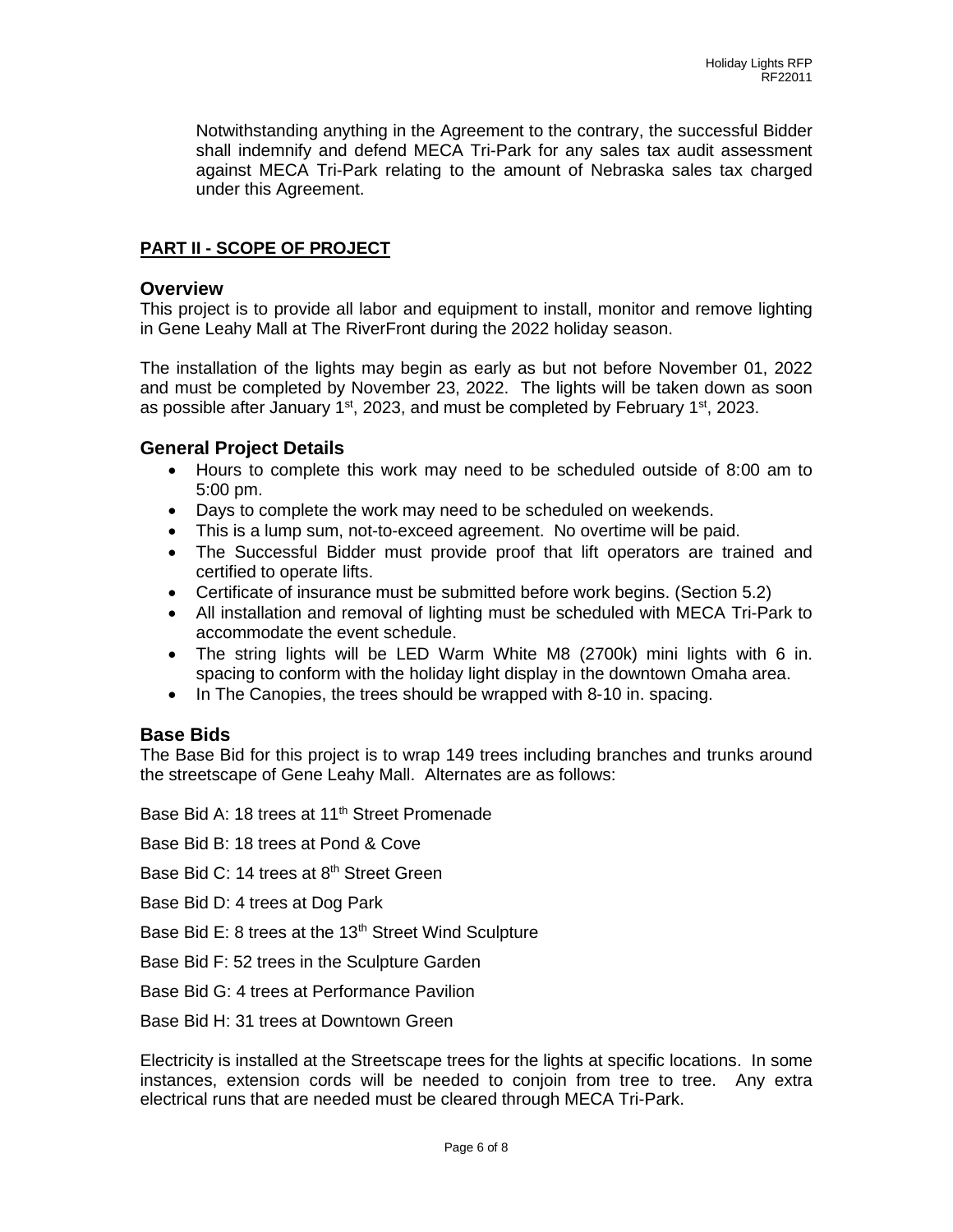Notwithstanding anything in the Agreement to the contrary, the successful Bidder shall indemnify and defend MECA Tri-Park for any sales tax audit assessment against MECA Tri-Park relating to the amount of Nebraska sales tax charged under this Agreement.

## PART II - SCOPE OF PROJECT

### Overview

This project is to provide all labor and equipment to install, monitor and remove lighting in Gene Leahy Mall at The RiverFront during the 2022 holiday season.

The installation of the lights may begin as early as but not before November 01, 2022 and must be completed by November 23, 2022. The lights will be taken down as soon as possible after January 1st, 2023, and must be completed by February 1st, 2023.

### General Project Details

- Hours to complete this work may need to be scheduled outside of 8:00 am to 5:00 pm.
- Days to complete the work may need to be scheduled on weekends.
- This is a lump sum, not-to-exceed agreement. No overtime will be paid.
- The Successful Bidder must provide proof that lift operators are trained and certified to operate lifts.
- Certificate of insurance must be submitted before work begins. (Section 5.2)
- All installation and removal of lighting must be scheduled with MECA Tri-Park to accommodate the event schedule.
- The string lights will be LED Warm White M8 (2700k) mini lights with 6 in. spacing to conform with the holiday light display in the downtown Omaha area.
- In The Canopies, the trees should be wrapped with 8-10 in. spacing.

### Base Bids

The Base Bid for this project is to wrap 149 trees including branches and trunks around the streetscape of Gene Leahy Mall. Alternates are as follows:

Base Bid A: 18 trees at 11th Street Promenade

Base Bid B: 18 trees at Pond & Cove

Base Bid C: 14 trees at 8th Street Green

Base Bid D: 4 trees at Dog Park

Base Bid E: 8 trees at the 13th Street Wind Sculpture

Base Bid F: 52 trees in the Sculpture Garden

Base Bid G: 4 trees at Performance Pavilion

Base Bid H: 31 trees at Downtown Green

Electricity is installed at the Streetscape trees for the lights at specific locations. In some instances, extension cords will be needed to conjoin from tree to tree. Any extra electrical runs that are needed must be cleared through MECA Tri-Park.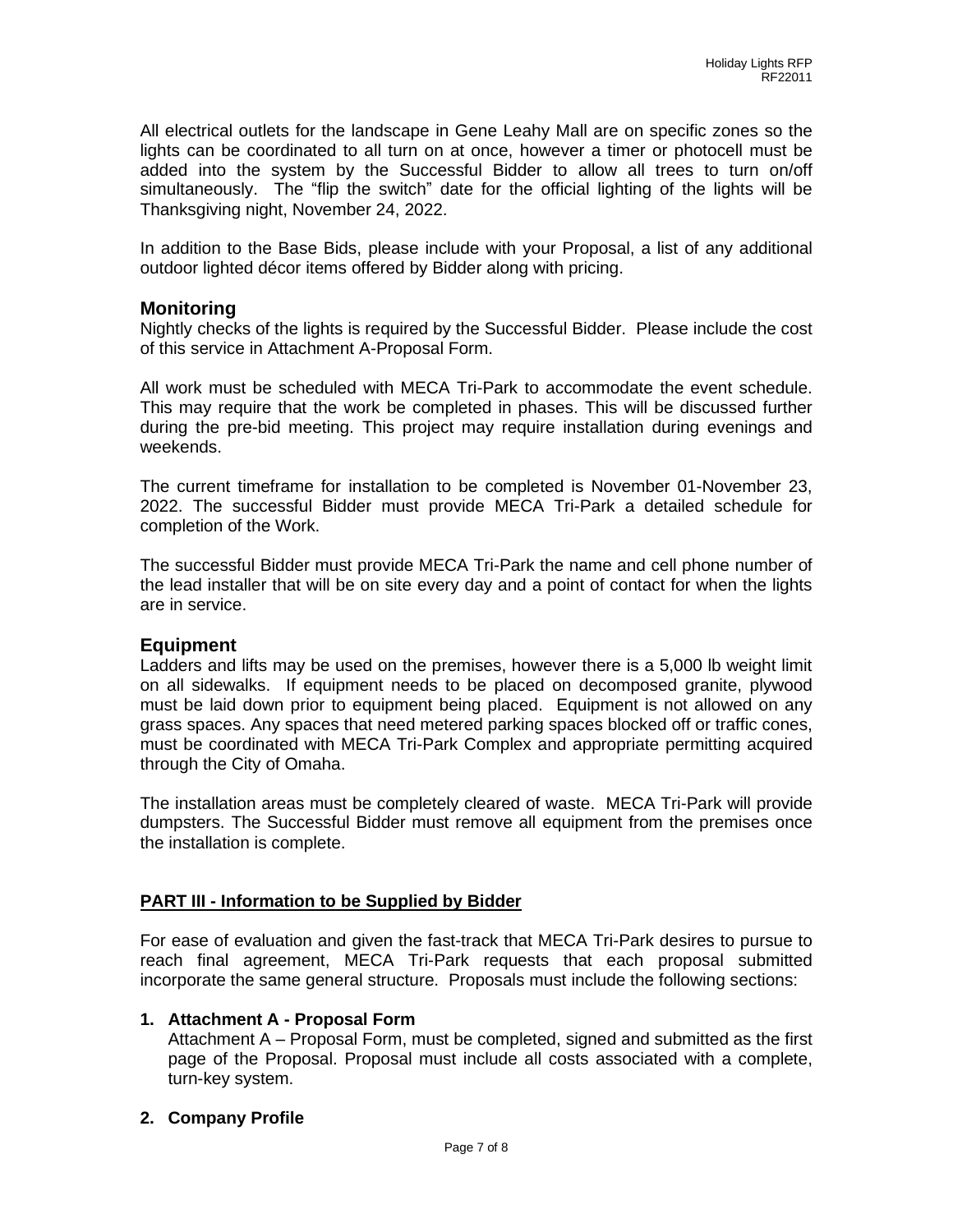All electrical outlets for the landscape in Gene Leahy Mall are on specific zones so the lights can be coordinated to all turn on at once, however a timer or photocell must be added into the system by the Successful Bidder to allow all trees to turn on/off simultaneously. The "flip the switch" date for the official lighting of the lights will be Thanksgiving night, November 24, 2022.

In addition to the Base Bids, please include with your Proposal, a list of any additional outdoor lighted décor items offered by Bidder along with pricing.

## Monitoring

Nightly checks of the lights is required by the Successful Bidder. Please include the cost of this service in Attachment A-Proposal Form.

All work must be scheduled with MECA Tri-Park to accommodate the event schedule. This may require that the work be completed in phases. This will be discussed further during the pre-bid meeting. This project may require installation during evenings and weekends.

The current timeframe for installation to be completed is November 01-November 23, 2022. The successful Bidder must provide MECA Tri-Park a detailed schedule for completion of the Work.

The successful Bidder must provide MECA Tri-Park the name and cell phone number of the lead installer that will be on site every day and a point of contact for when the lights are in service.

## Equipment

Ladders and lifts may be used on the premises, however there is a 5,000 lb weight limit on all sidewalks. If equipment needs to be placed on decomposed granite, plywood must be laid down prior to equipment being placed. Equipment is not allowed on any grass spaces. Any spaces that need metered parking spaces blocked off or traffic cones, must be coordinated with MECA Tri-Park Complex and appropriate permitting acquired through the City of Omaha.

The installation areas must be completely cleared of waste. MECA Tri-Park will provide dumpsters. The Successful Bidder must remove all equipment from the premises once the installation is complete.

## PART III - Information to be Supplied by Bidder

For ease of evaluation and given the fast-track that MECA Tri-Park desires to pursue to reach final agreement, MECA Tri-Park requests that each proposal submitted incorporate the same general structure. Proposals must include the following sections:

1. **Attachment A - Proposal Form**

   Attachment A – Proposal Form, must be completed, signed and submitted as the first page of the Proposal. Proposal must include all costs associated with a complete, turn-key system.

2. **Company Profile**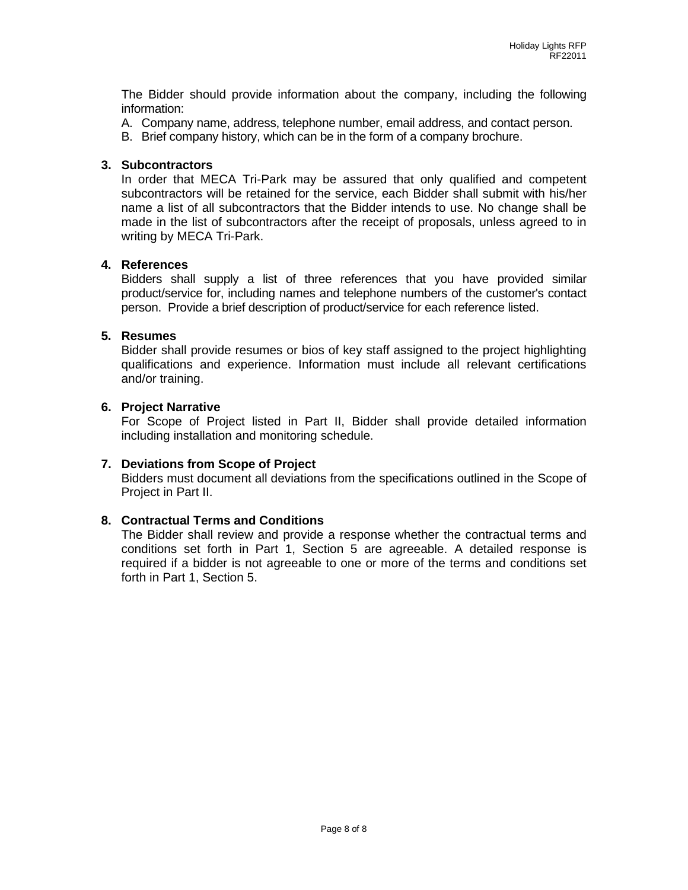The Bidder should provide information about the company, including the following information:

A. Company name, address, telephone number, email address, and contact person.
B. Brief company history, which can be in the form of a company brochure.

**3. Subcontractors**

In order that MECA Tri-Park may be assured that only qualified and competent subcontractors will be retained for the service, each Bidder shall submit with his/her name a list of all subcontractors that the Bidder intends to use. No change shall be made in the list of subcontractors after the receipt of proposals, unless agreed to in writing by MECA Tri-Park.

**4. References**

Bidders shall supply a list of three references that you have provided similar product/service for, including names and telephone numbers of the customer's contact person. Provide a brief description of product/service for each reference listed.

**5. Resumes**

Bidder shall provide resumes or bios of key staff assigned to the project highlighting qualifications and experience. Information must include all relevant certifications and/or training.

**6. Project Narrative**

For Scope of Project listed in Part II, Bidder shall provide detailed information including installation and monitoring schedule.

**7. Deviations from Scope of Project**

Bidders must document all deviations from the specifications outlined in the Scope of Project in Part II.

**8. Contractual Terms and Conditions**

The Bidder shall review and provide a response whether the contractual terms and conditions set forth in Part 1, Section 5 are agreeable. A detailed response is required if a bidder is not agreeable to one or more of the terms and conditions set forth in Part 1, Section 5.